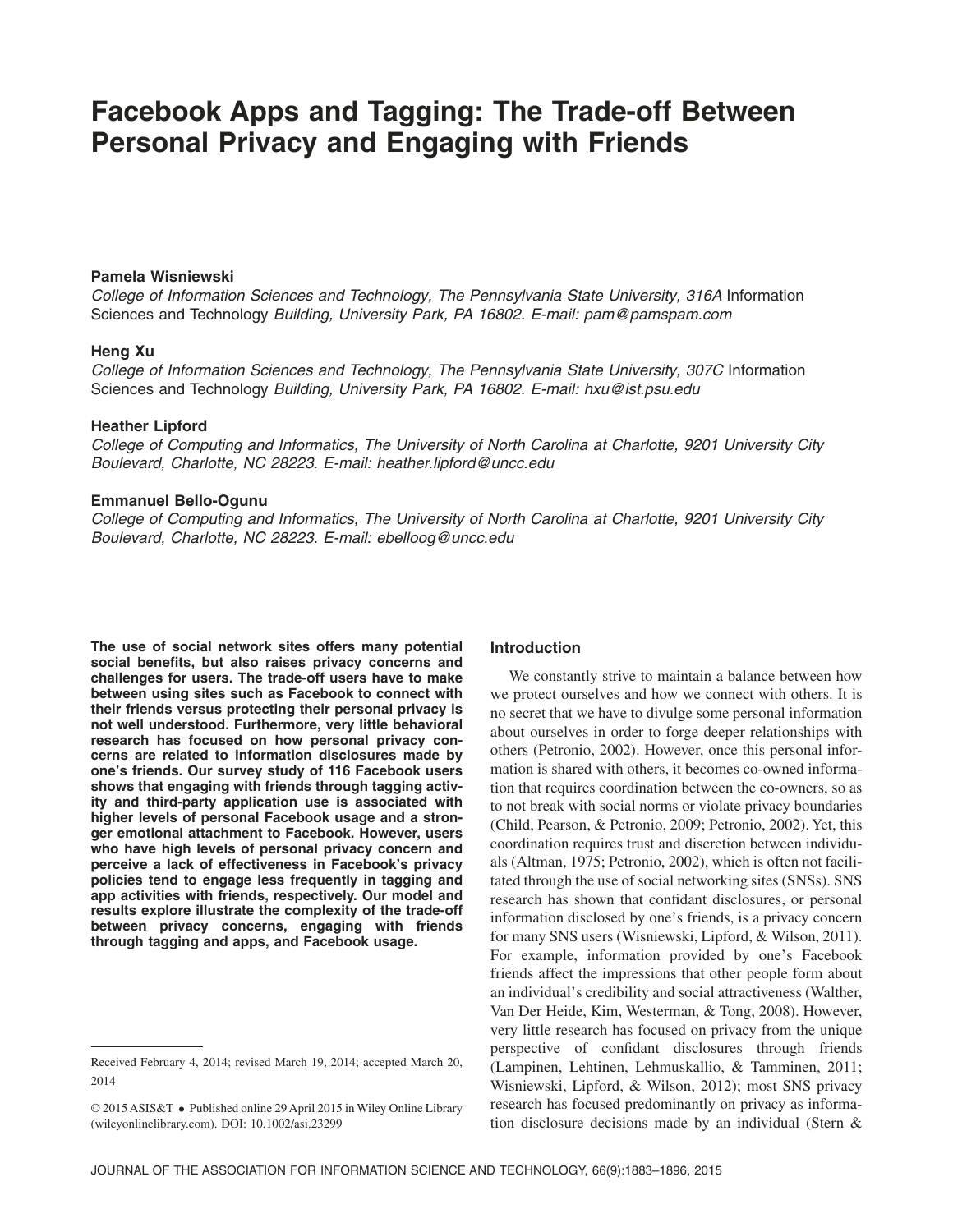# Facebook Apps and Tagging: The Trade-off Between Personal Privacy and Engaging with Friends

**Pamela Wisniewski**
*College of Information Sciences and Technology, The Pennsylvania State University, 316A* Information Sciences and Technology *Building, University Park, PA 16802. E-mail: pam@pamspam.com*

**Heng Xu**
*College of Information Sciences and Technology, The Pennsylvania State University, 307C* Information Sciences and Technology *Building, University Park, PA 16802. E-mail: hxu@ist.psu.edu*

**Heather Lipford**
*College of Computing and Informatics, The University of North Carolina at Charlotte, 9201 University City Boulevard, Charlotte, NC 28223. E-mail: heather.lipford@uncc.edu*

**Emmanuel Bello-Ogunu**
*College of Computing and Informatics, The University of North Carolina at Charlotte, 9201 University City Boulevard, Charlotte, NC 28223. E-mail: ebelloog@uncc.edu*

**The use of social network sites offers many potential social benefits, but also raises privacy concerns and challenges for users. The trade-off users have to make between using sites such as Facebook to connect with their friends versus protecting their personal privacy is not well understood. Furthermore, very little behavioral research has focused on how personal privacy concerns are related to information disclosures made by one's friends. Our survey study of 116 Facebook users shows that engaging with friends through tagging activity and third-party application use is associated with higher levels of personal Facebook usage and a stronger emotional attachment to Facebook. However, users who have high levels of personal privacy concern and perceive a lack of effectiveness in Facebook's privacy policies tend to engage less frequently in tagging and app activities with friends, respectively. Our model and results explore illustrate the complexity of the trade-off between privacy concerns, engaging with friends through tagging and apps, and Facebook usage.**

Received February 4, 2014; revised March 19, 2014; accepted March 20, 2014

© 2015 ASIS&T • Published online 29 April 2015 in Wiley Online Library (wileyonlinelibrary.com). DOI: 10.1002/asi.23299

## Introduction

We constantly strive to maintain a balance between how we protect ourselves and how we connect with others. It is no secret that we have to divulge some personal information about ourselves in order to forge deeper relationships with others (Petronio, 2002). However, once this personal information is shared with others, it becomes co-owned information that requires coordination between the co-owners, so as to not break with social norms or violate privacy boundaries (Child, Pearson, & Petronio, 2009; Petronio, 2002). Yet, this coordination requires trust and discretion between individuals (Altman, 1975; Petronio, 2002), which is often not facilitated through the use of social networking sites (SNSs). SNS research has shown that confidant disclosures, or personal information disclosed by one's friends, is a privacy concern for many SNS users (Wisniewski, Lipford, & Wilson, 2011). For example, information provided by one's Facebook friends affect the impressions that other people form about an individual's credibility and social attractiveness (Walther, Van Der Heide, Kim, Westerman, & Tong, 2008). However, very little research has focused on privacy from the unique perspective of confidant disclosures through friends (Lampinen, Lehtinen, Lehmuskallio, & Tamminen, 2011; Wisniewski, Lipford, & Wilson, 2012); most SNS privacy research has focused predominantly on privacy as information disclosure decisions made by an individual (Stern &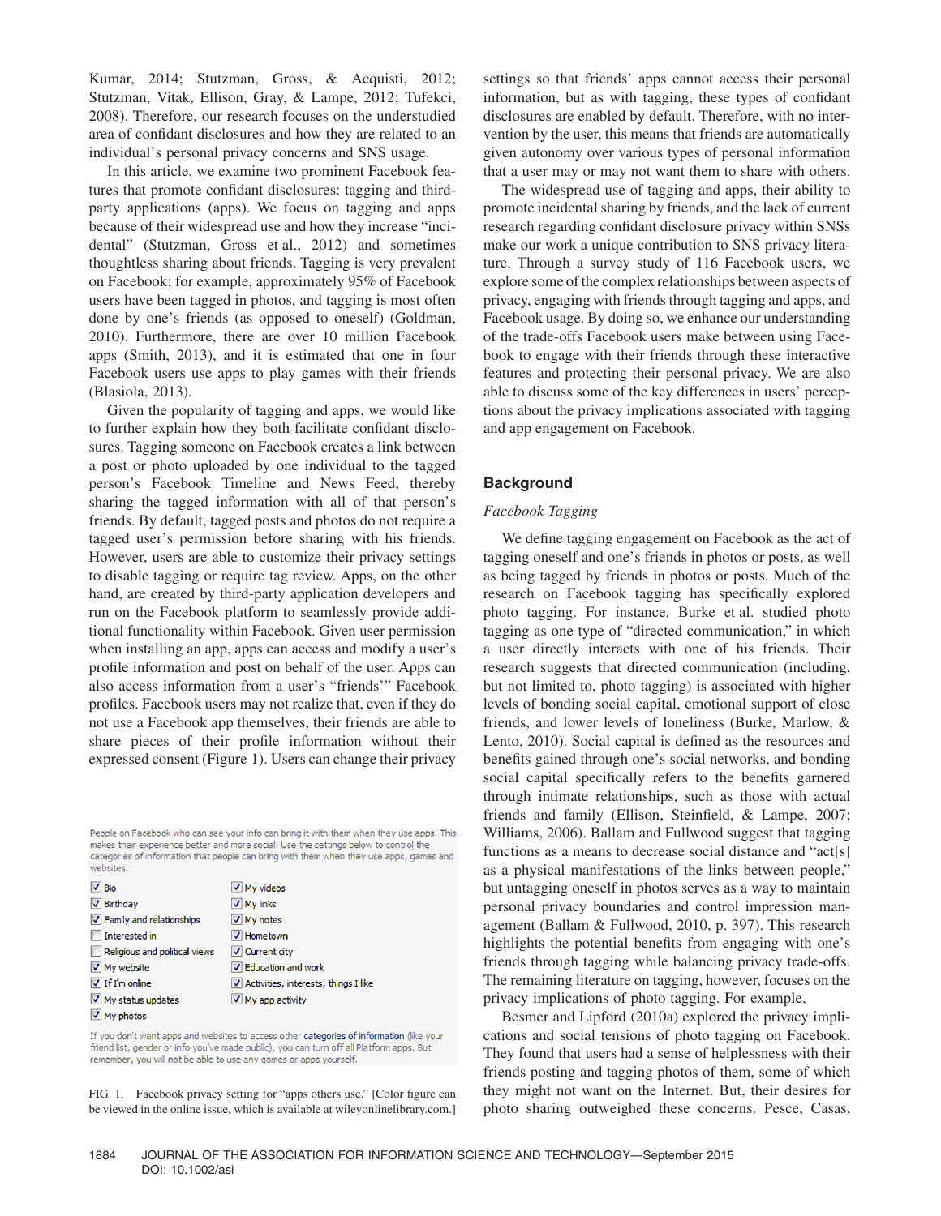Kumar, 2014; Stutzman, Gross, & Acquisti, 2012; Stutzman, Vitak, Ellison, Gray, & Lampe, 2012; Tufekci, 2008). Therefore, our research focuses on the understudied area of confidant disclosures and how they are related to an individual's personal privacy concerns and SNS usage.

In this article, we examine two prominent Facebook features that promote confidant disclosures: tagging and third-party applications (apps). We focus on tagging and apps because of their widespread use and how they increase "incidental" (Stutzman, Gross et al., 2012) and sometimes thoughtless sharing about friends. Tagging is very prevalent on Facebook; for example, approximately 95% of Facebook users have been tagged in photos, and tagging is most often done by one's friends (as opposed to oneself) (Goldman, 2010). Furthermore, there are over 10 million Facebook apps (Smith, 2013), and it is estimated that one in four Facebook users use apps to play games with their friends (Blasiola, 2013).

Given the popularity of tagging and apps, we would like to further explain how they both facilitate confidant disclosures. Tagging someone on Facebook creates a link between a post or photo uploaded by one individual to the tagged person's Facebook Timeline and News Feed, thereby sharing the tagged information with all of that person's friends. By default, tagged posts and photos do not require a tagged user's permission before sharing with his friends. However, users are able to customize their privacy settings to disable tagging or require tag review. Apps, on the other hand, are created by third-party application developers and run on the Facebook platform to seamlessly provide additional functionality within Facebook. Given user permission when installing an app, apps can access and modify a user's profile information and post on behalf of the user. Apps can also access information from a user's "friends'" Facebook profiles. Facebook users may not realize that, even if they do not use a Facebook app themselves, their friends are able to share pieces of their profile information without their expressed consent (Figure 1). Users can change their privacy settings so that friends' apps cannot access their personal information, but with tagging, these types of confidant disclosures are enabled by default. Therefore, with no intervention by the user, this means that friends are automatically given autonomy over various types of personal information that a user may or may not want them to share with others.

People on Facebook who can see your info can bring it with them when they use apps. This makes their experience better and more social. Use the settings below to control the categories of information that people can bring with them when they use apps, games and websites.

- [x] Bio
- [x] Birthday
- [x] Family and relationships
- [ ] Interested in
- [ ] Religious and political views
- [x] My website
- [x] If I'm online
- [x] My status updates
- [x] My photos
- [x] My videos
- [x] My links
- [x] My notes
- [x] Hometown
- [x] Current city
- [x] Education and work
- [x] Activities, interests, things I like
- [x] My app activity

If you don't want apps and websites to access other categories of information (like your friend list, gender or info you've made public), you can turn off all Platform apps. But remember, you will not be able to use any games or apps yourself.

FIG. 1. Facebook privacy setting for "apps others use." [Color figure can be viewed in the online issue, which is available at wileyonlinelibrary.com.]

The widespread use of tagging and apps, their ability to promote incidental sharing by friends, and the lack of current research regarding confidant disclosure privacy within SNSs make our work a unique contribution to SNS privacy literature. Through a survey study of 116 Facebook users, we explore some of the complex relationships between aspects of privacy, engaging with friends through tagging and apps, and Facebook usage. By doing so, we enhance our understanding of the trade-offs Facebook users make between using Facebook to engage with their friends through these interactive features and protecting their personal privacy. We are also able to discuss some of the key differences in users' perceptions about the privacy implications associated with tagging and app engagement on Facebook.

## Background

### *Facebook Tagging*

We define tagging engagement on Facebook as the act of tagging oneself and one's friends in photos or posts, as well as being tagged by friends in photos or posts. Much of the research on Facebook tagging has specifically explored photo tagging. For instance, Burke et al. studied photo tagging as one type of "directed communication," in which a user directly interacts with one of his friends. Their research suggests that directed communication (including, but not limited to, photo tagging) is associated with higher levels of bonding social capital, emotional support of close friends, and lower levels of loneliness (Burke, Marlow, & Lento, 2010). Social capital is defined as the resources and benefits gained through one's social networks, and bonding social capital specifically refers to the benefits garnered through intimate relationships, such as those with actual friends and family (Ellison, Steinfield, & Lampe, 2007; Williams, 2006). Ballam and Fullwood suggest that tagging functions as a means to decrease social distance and "act[s] as a physical manifestations of the links between people," but untagging oneself in photos serves as a way to maintain personal privacy boundaries and control impression management (Ballam & Fullwood, 2010, p. 397). This research highlights the potential benefits from engaging with one's friends through tagging while balancing privacy trade-offs. The remaining literature on tagging, however, focuses on the privacy implications of photo tagging. For example,

Besmer and Lipford (2010a) explored the privacy implications and social tensions of photo tagging on Facebook. They found that users had a sense of helplessness with their friends posting and tagging photos of them, some of which they might not want on the Internet. But, their desires for photo sharing outweighed these concerns. Pesce, Casas,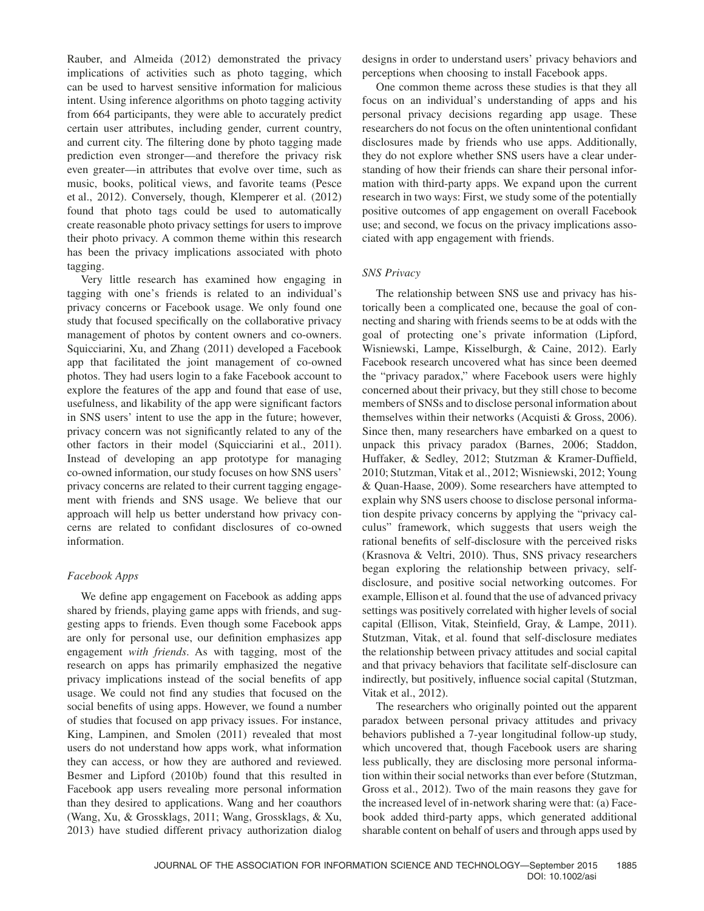Rauber, and Almeida (2012) demonstrated the privacy implications of activities such as photo tagging, which can be used to harvest sensitive information for malicious intent. Using inference algorithms on photo tagging activity from 664 participants, they were able to accurately predict certain user attributes, including gender, current country, and current city. The filtering done by photo tagging made prediction even stronger—and therefore the privacy risk even greater—in attributes that evolve over time, such as music, books, political views, and favorite teams (Pesce et al., 2012). Conversely, though, Klemperer et al. (2012) found that photo tags could be used to automatically create reasonable photo privacy settings for users to improve their photo privacy. A common theme within this research has been the privacy implications associated with photo tagging.

Very little research has examined how engaging in tagging with one's friends is related to an individual's privacy concerns or Facebook usage. We only found one study that focused specifically on the collaborative privacy management of photos by content owners and co-owners. Squicciarini, Xu, and Zhang (2011) developed a Facebook app that facilitated the joint management of co-owned photos. They had users login to a fake Facebook account to explore the features of the app and found that ease of use, usefulness, and likability of the app were significant factors in SNS users' intent to use the app in the future; however, privacy concern was not significantly related to any of the other factors in their model (Squicciarini et al., 2011). Instead of developing an app prototype for managing co-owned information, our study focuses on how SNS users' privacy concerns are related to their current tagging engagement with friends and SNS usage. We believe that our approach will help us better understand how privacy concerns are related to confidant disclosures of co-owned information.

### *Facebook Apps*

We define app engagement on Facebook as adding apps shared by friends, playing game apps with friends, and suggesting apps to friends. Even though some Facebook apps are only for personal use, our definition emphasizes app engagement *with friends*. As with tagging, most of the research on apps has primarily emphasized the negative privacy implications instead of the social benefits of app usage. We could not find any studies that focused on the social benefits of using apps. However, we found a number of studies that focused on app privacy issues. For instance, King, Lampinen, and Smolen (2011) revealed that most users do not understand how apps work, what information they can access, or how they are authored and reviewed. Besmer and Lipford (2010b) found that this resulted in Facebook app users revealing more personal information than they desired to applications. Wang and her coauthors (Wang, Xu, & Grossklags, 2011; Wang, Grossklags, & Xu, 2013) have studied different privacy authorization dialog designs in order to understand users' privacy behaviors and perceptions when choosing to install Facebook apps.

One common theme across these studies is that they all focus on an individual's understanding of apps and his personal privacy decisions regarding app usage. These researchers do not focus on the often unintentional confidant disclosures made by friends who use apps. Additionally, they do not explore whether SNS users have a clear understanding of how their friends can share their personal information with third-party apps. We expand upon the current research in two ways: First, we study some of the potentially positive outcomes of app engagement on overall Facebook use; and second, we focus on the privacy implications associated with app engagement with friends.

### *SNS Privacy*

The relationship between SNS use and privacy has historically been a complicated one, because the goal of connecting and sharing with friends seems to be at odds with the goal of protecting one's private information (Lipford, Wisniewski, Lampe, Kisselburgh, & Caine, 2012). Early Facebook research uncovered what has since been deemed the "privacy paradox," where Facebook users were highly concerned about their privacy, but they still chose to become members of SNSs and to disclose personal information about themselves within their networks (Acquisti & Gross, 2006). Since then, many researchers have embarked on a quest to unpack this privacy paradox (Barnes, 2006; Staddon, Huffaker, & Sedley, 2012; Stutzman & Kramer-Duffield, 2010; Stutzman, Vitak et al., 2012; Wisniewski, 2012; Young & Quan-Haase, 2009). Some researchers have attempted to explain why SNS users choose to disclose personal information despite privacy concerns by applying the "privacy calculus" framework, which suggests that users weigh the rational benefits of self-disclosure with the perceived risks (Krasnova & Veltri, 2010). Thus, SNS privacy researchers began exploring the relationship between privacy, self-disclosure, and positive social networking outcomes. For example, Ellison et al. found that the use of advanced privacy settings was positively correlated with higher levels of social capital (Ellison, Vitak, Steinfield, Gray, & Lampe, 2011). Stutzman, Vitak, et al. found that self-disclosure mediates the relationship between privacy attitudes and social capital and that privacy behaviors that facilitate self-disclosure can indirectly, but positively, influence social capital (Stutzman, Vitak et al., 2012).

The researchers who originally pointed out the apparent paradox between personal privacy attitudes and privacy behaviors published a 7-year longitudinal follow-up study, which uncovered that, though Facebook users are sharing less publically, they are disclosing more personal information within their social networks than ever before (Stutzman, Gross et al., 2012). Two of the main reasons they gave for the increased level of in-network sharing were that: (a) Facebook added third-party apps, which generated additional sharable content on behalf of users and through apps used by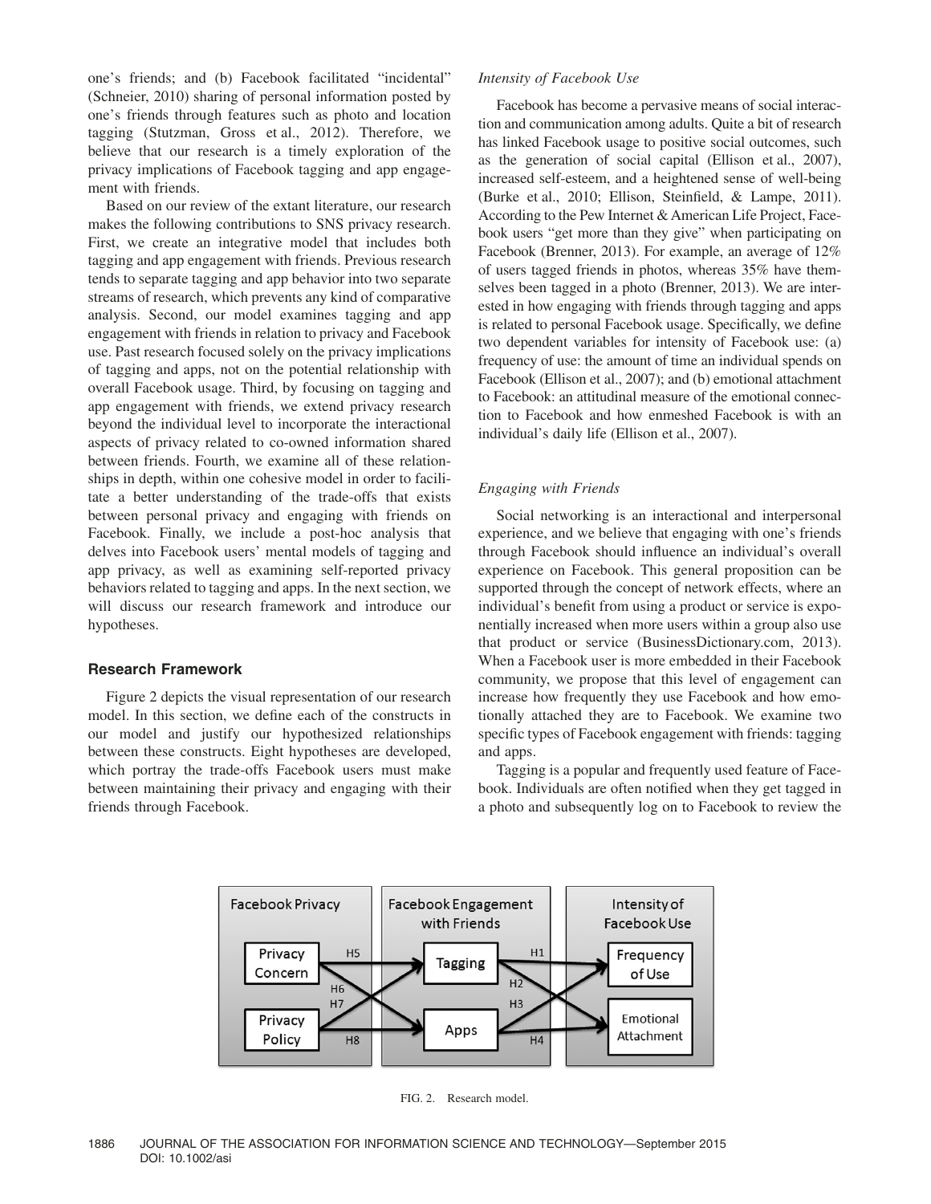one's friends; and (b) Facebook facilitated "incidental" (Schneier, 2010) sharing of personal information posted by one's friends through features such as photo and location tagging (Stutzman, Gross et al., 2012). Therefore, we believe that our research is a timely exploration of the privacy implications of Facebook tagging and app engagement with friends.

Based on our review of the extant literature, our research makes the following contributions to SNS privacy research. First, we create an integrative model that includes both tagging and app engagement with friends. Previous research tends to separate tagging and app behavior into two separate streams of research, which prevents any kind of comparative analysis. Second, our model examines tagging and app engagement with friends in relation to privacy and Facebook use. Past research focused solely on the privacy implications of tagging and apps, not on the potential relationship with overall Facebook usage. Third, by focusing on tagging and app engagement with friends, we extend privacy research beyond the individual level to incorporate the interactional aspects of privacy related to co-owned information shared between friends. Fourth, we examine all of these relationships in depth, within one cohesive model in order to facilitate a better understanding of the trade-offs that exists between personal privacy and engaging with friends on Facebook. Finally, we include a post-hoc analysis that delves into Facebook users' mental models of tagging and app privacy, as well as examining self-reported privacy behaviors related to tagging and apps. In the next section, we will discuss our research framework and introduce our hypotheses.

## Research Framework

Figure 2 depicts the visual representation of our research model. In this section, we define each of the constructs in our model and justify our hypothesized relationships between these constructs. Eight hypotheses are developed, which portray the trade-offs Facebook users must make between maintaining their privacy and engaging with their friends through Facebook.

### *Intensity of Facebook Use*

Facebook has become a pervasive means of social interaction and communication among adults. Quite a bit of research has linked Facebook usage to positive social outcomes, such as the generation of social capital (Ellison et al., 2007), increased self-esteem, and a heightened sense of well-being (Burke et al., 2010; Ellison, Steinfield, & Lampe, 2011). According to the Pew Internet & American Life Project, Facebook users "get more than they give" when participating on Facebook (Brenner, 2013). For example, an average of 12% of users tagged friends in photos, whereas 35% have themselves been tagged in a photo (Brenner, 2013). We are interested in how engaging with friends through tagging and apps is related to personal Facebook usage. Specifically, we define two dependent variables for intensity of Facebook use: (a) frequency of use: the amount of time an individual spends on Facebook (Ellison et al., 2007); and (b) emotional attachment to Facebook: an attitudinal measure of the emotional connection to Facebook and how enmeshed Facebook is with an individual's daily life (Ellison et al., 2007).

### *Engaging with Friends*

Social networking is an interactional and interpersonal experience, and we believe that engaging with one's friends through Facebook should influence an individual's overall experience on Facebook. This general proposition can be supported through the concept of network effects, where an individual's benefit from using a product or service is exponentially increased when more users within a group also use that product or service (BusinessDictionary.com, 2013). When a Facebook user is more embedded in their Facebook community, we propose that this level of engagement can increase how frequently they use Facebook and how emotionally attached they are to Facebook. We examine two specific types of Facebook engagement with friends: tagging and apps.

Tagging is a popular and frequently used feature of Facebook. Individuals are often notified when they get tagged in a photo and subsequently log on to Facebook to review the

FIG. 2. Research model.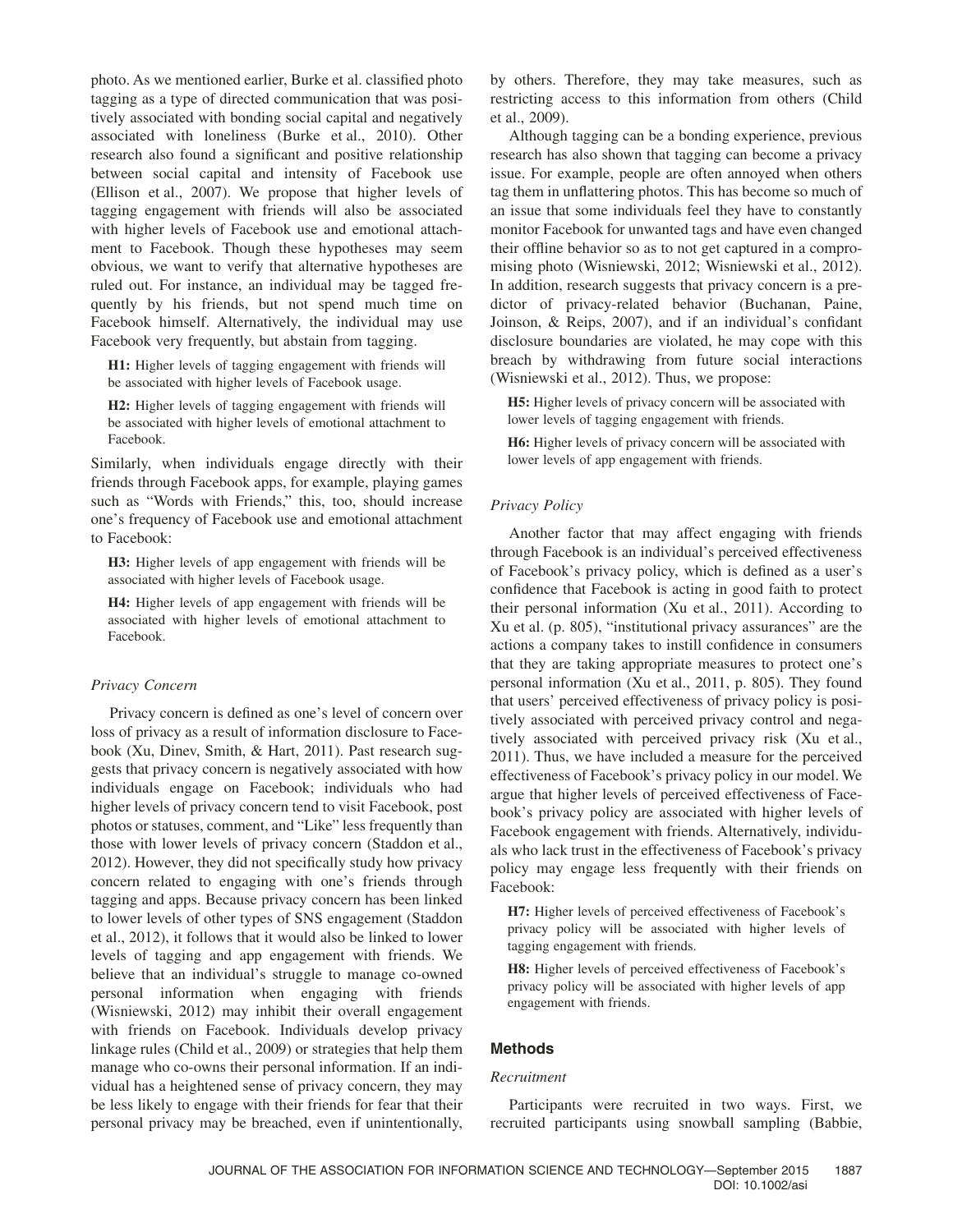photo. As we mentioned earlier, Burke et al. classified photo tagging as a type of directed communication that was positively associated with bonding social capital and negatively associated with loneliness (Burke et al., 2010). Other research also found a significant and positive relationship between social capital and intensity of Facebook use (Ellison et al., 2007). We propose that higher levels of tagging engagement with friends will also be associated with higher levels of Facebook use and emotional attachment to Facebook. Though these hypotheses may seem obvious, we want to verify that alternative hypotheses are ruled out. For instance, an individual may be tagged frequently by his friends, but not spend much time on Facebook himself. Alternatively, the individual may use Facebook very frequently, but abstain from tagging.

**H1:** Higher levels of tagging engagement with friends will be associated with higher levels of Facebook usage.

**H2:** Higher levels of tagging engagement with friends will be associated with higher levels of emotional attachment to Facebook.

Similarly, when individuals engage directly with their friends through Facebook apps, for example, playing games such as "Words with Friends," this, too, should increase one's frequency of Facebook use and emotional attachment to Facebook:

**H3:** Higher levels of app engagement with friends will be associated with higher levels of Facebook usage.

**H4:** Higher levels of app engagement with friends will be associated with higher levels of emotional attachment to Facebook.

### *Privacy Concern*

Privacy concern is defined as one's level of concern over loss of privacy as a result of information disclosure to Facebook (Xu, Dinev, Smith, & Hart, 2011). Past research suggests that privacy concern is negatively associated with how individuals engage on Facebook; individuals who had higher levels of privacy concern tend to visit Facebook, post photos or statuses, comment, and "Like" less frequently than those with lower levels of privacy concern (Staddon et al., 2012). However, they did not specifically study how privacy concern related to engaging with one's friends through tagging and apps. Because privacy concern has been linked to lower levels of other types of SNS engagement (Staddon et al., 2012), it follows that it would also be linked to lower levels of tagging and app engagement with friends. We believe that an individual's struggle to manage co-owned personal information when engaging with friends (Wisniewski, 2012) may inhibit their overall engagement with friends on Facebook. Individuals develop privacy linkage rules (Child et al., 2009) or strategies that help them manage who co-owns their personal information. If an individual has a heightened sense of privacy concern, they may be less likely to engage with their friends for fear that their personal privacy may be breached, even if unintentionally, by others. Therefore, they may take measures, such as restricting access to this information from others (Child et al., 2009).

Although tagging can be a bonding experience, previous research has also shown that tagging can become a privacy issue. For example, people are often annoyed when others tag them in unflattering photos. This has become so much of an issue that some individuals feel they have to constantly monitor Facebook for unwanted tags and have even changed their offline behavior so as to not get captured in a compromising photo (Wisniewski, 2012; Wisniewski et al., 2012). In addition, research suggests that privacy concern is a predictor of privacy-related behavior (Buchanan, Paine, Joinson, & Reips, 2007), and if an individual's confidant disclosure boundaries are violated, he may cope with this breach by withdrawing from future social interactions (Wisniewski et al., 2012). Thus, we propose:

**H5:** Higher levels of privacy concern will be associated with lower levels of tagging engagement with friends.

**H6:** Higher levels of privacy concern will be associated with lower levels of app engagement with friends.

### *Privacy Policy*

Another factor that may affect engaging with friends through Facebook is an individual's perceived effectiveness of Facebook's privacy policy, which is defined as a user's confidence that Facebook is acting in good faith to protect their personal information (Xu et al., 2011). According to Xu et al. (p. 805), "institutional privacy assurances" are the actions a company takes to instill confidence in consumers that they are taking appropriate measures to protect one's personal information (Xu et al., 2011, p. 805). They found that users' perceived effectiveness of privacy policy is positively associated with perceived privacy control and negatively associated with perceived privacy risk (Xu et al., 2011). Thus, we have included a measure for the perceived effectiveness of Facebook's privacy policy in our model. We argue that higher levels of perceived effectiveness of Facebook's privacy policy are associated with higher levels of Facebook engagement with friends. Alternatively, individuals who lack trust in the effectiveness of Facebook's privacy policy may engage less frequently with their friends on Facebook:

**H7:** Higher levels of perceived effectiveness of Facebook's privacy policy will be associated with higher levels of tagging engagement with friends.

**H8:** Higher levels of perceived effectiveness of Facebook's privacy policy will be associated with higher levels of app engagement with friends.

## Methods

### *Recruitment*

Participants were recruited in two ways. First, we recruited participants using snowball sampling (Babbie,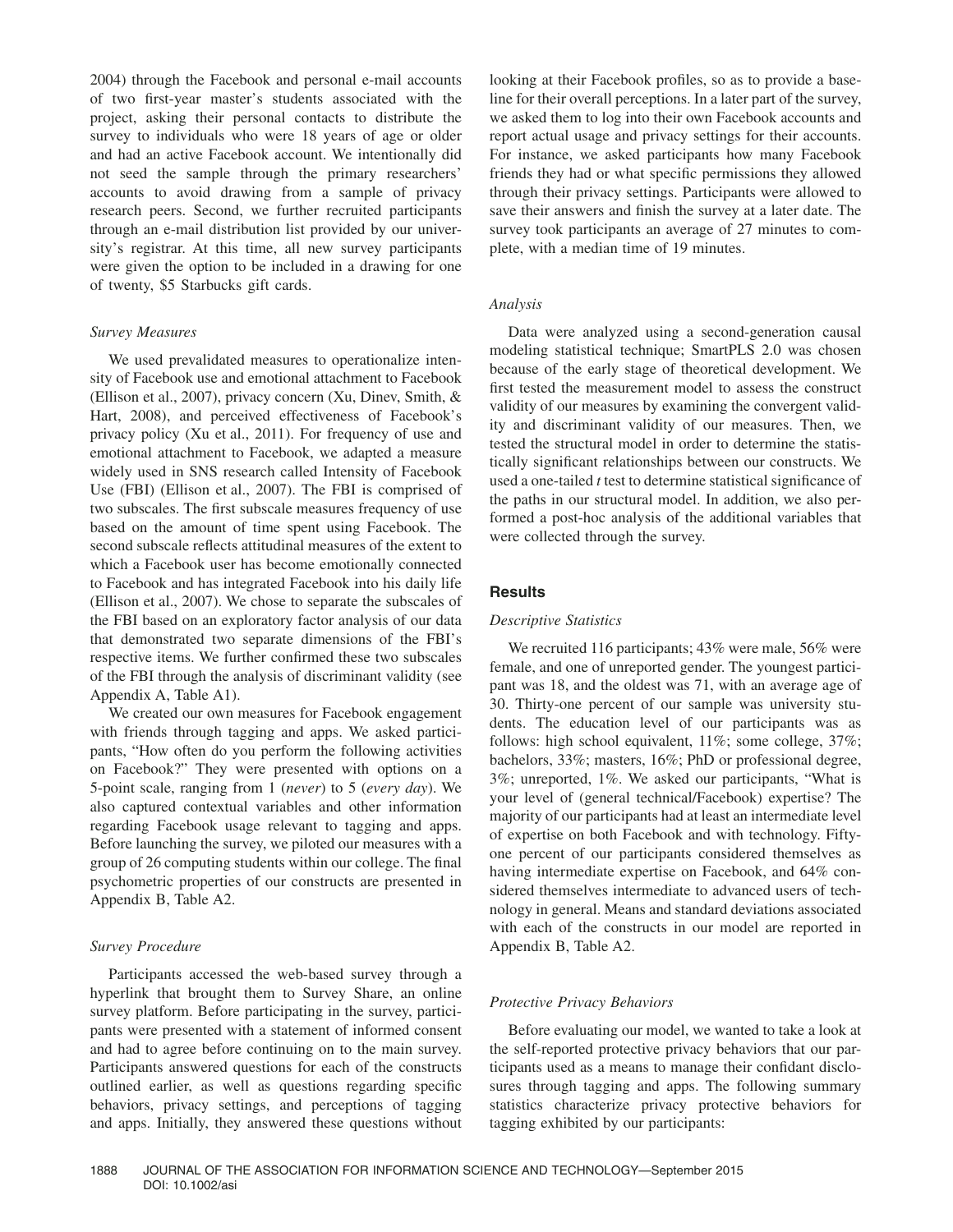2004) through the Facebook and personal e-mail accounts of two first-year master's students associated with the project, asking their personal contacts to distribute the survey to individuals who were 18 years of age or older and had an active Facebook account. We intentionally did not seed the sample through the primary researchers' accounts to avoid drawing from a sample of privacy research peers. Second, we further recruited participants through an e-mail distribution list provided by our university's registrar. At this time, all new survey participants were given the option to be included in a drawing for one of twenty, $5 Starbucks gift cards.

### *Survey Measures*

We used prevalidated measures to operationalize intensity of Facebook use and emotional attachment to Facebook (Ellison et al., 2007), privacy concern (Xu, Dinev, Smith, & Hart, 2008), and perceived effectiveness of Facebook's privacy policy (Xu et al., 2011). For frequency of use and emotional attachment to Facebook, we adapted a measure widely used in SNS research called Intensity of Facebook Use (FBI) (Ellison et al., 2007). The FBI is comprised of two subscales. The first subscale measures frequency of use based on the amount of time spent using Facebook. The second subscale reflects attitudinal measures of the extent to which a Facebook user has become emotionally connected to Facebook and has integrated Facebook into his daily life (Ellison et al., 2007). We chose to separate the subscales of the FBI based on an exploratory factor analysis of our data that demonstrated two separate dimensions of the FBI's respective items. We further confirmed these two subscales of the FBI through the analysis of discriminant validity (see Appendix A, Table A1).

We created our own measures for Facebook engagement with friends through tagging and apps. We asked participants, "How often do you perform the following activities on Facebook?" They were presented with options on a 5-point scale, ranging from 1 (*never*) to 5 (*every day*). We also captured contextual variables and other information regarding Facebook usage relevant to tagging and apps. Before launching the survey, we piloted our measures with a group of 26 computing students within our college. The final psychometric properties of our constructs are presented in Appendix B, Table A2.

### *Survey Procedure*

Participants accessed the web-based survey through a hyperlink that brought them to Survey Share, an online survey platform. Before participating in the survey, participants were presented with a statement of informed consent and had to agree before continuing on to the main survey. Participants answered questions for each of the constructs outlined earlier, as well as questions regarding specific behaviors, privacy settings, and perceptions of tagging and apps. Initially, they answered these questions without looking at their Facebook profiles, so as to provide a baseline for their overall perceptions. In a later part of the survey, we asked them to log into their own Facebook accounts and report actual usage and privacy settings for their accounts. For instance, we asked participants how many Facebook friends they had or what specific permissions they allowed through their privacy settings. Participants were allowed to save their answers and finish the survey at a later date. The survey took participants an average of 27 minutes to complete, with a median time of 19 minutes.

### *Analysis*

Data were analyzed using a second-generation causal modeling statistical technique; SmartPLS 2.0 was chosen because of the early stage of theoretical development. We first tested the measurement model to assess the construct validity of our measures by examining the convergent validity and discriminant validity of our measures. Then, we tested the structural model in order to determine the statistically significant relationships between our constructs. We used a one-tailed *t* test to determine statistical significance of the paths in our structural model. In addition, we also performed a post-hoc analysis of the additional variables that were collected through the survey.

## Results

### *Descriptive Statistics*

We recruited 116 participants; 43% were male, 56% were female, and one of unreported gender. The youngest participant was 18, and the oldest was 71, with an average age of 30. Thirty-one percent of our sample was university students. The education level of our participants was as follows: high school equivalent, 11%; some college, 37%; bachelors, 33%; masters, 16%; PhD or professional degree, 3%; unreported, 1%. We asked our participants, "What is your level of (general technical/Facebook) expertise? The majority of our participants had at least an intermediate level of expertise on both Facebook and with technology. Fifty-one percent of our participants considered themselves as having intermediate expertise on Facebook, and 64% considered themselves intermediate to advanced users of technology in general. Means and standard deviations associated with each of the constructs in our model are reported in Appendix B, Table A2.

### *Protective Privacy Behaviors*

Before evaluating our model, we wanted to take a look at the self-reported protective privacy behaviors that our participants used as a means to manage their confidant disclosures through tagging and apps. The following summary statistics characterize privacy protective behaviors for tagging exhibited by our participants: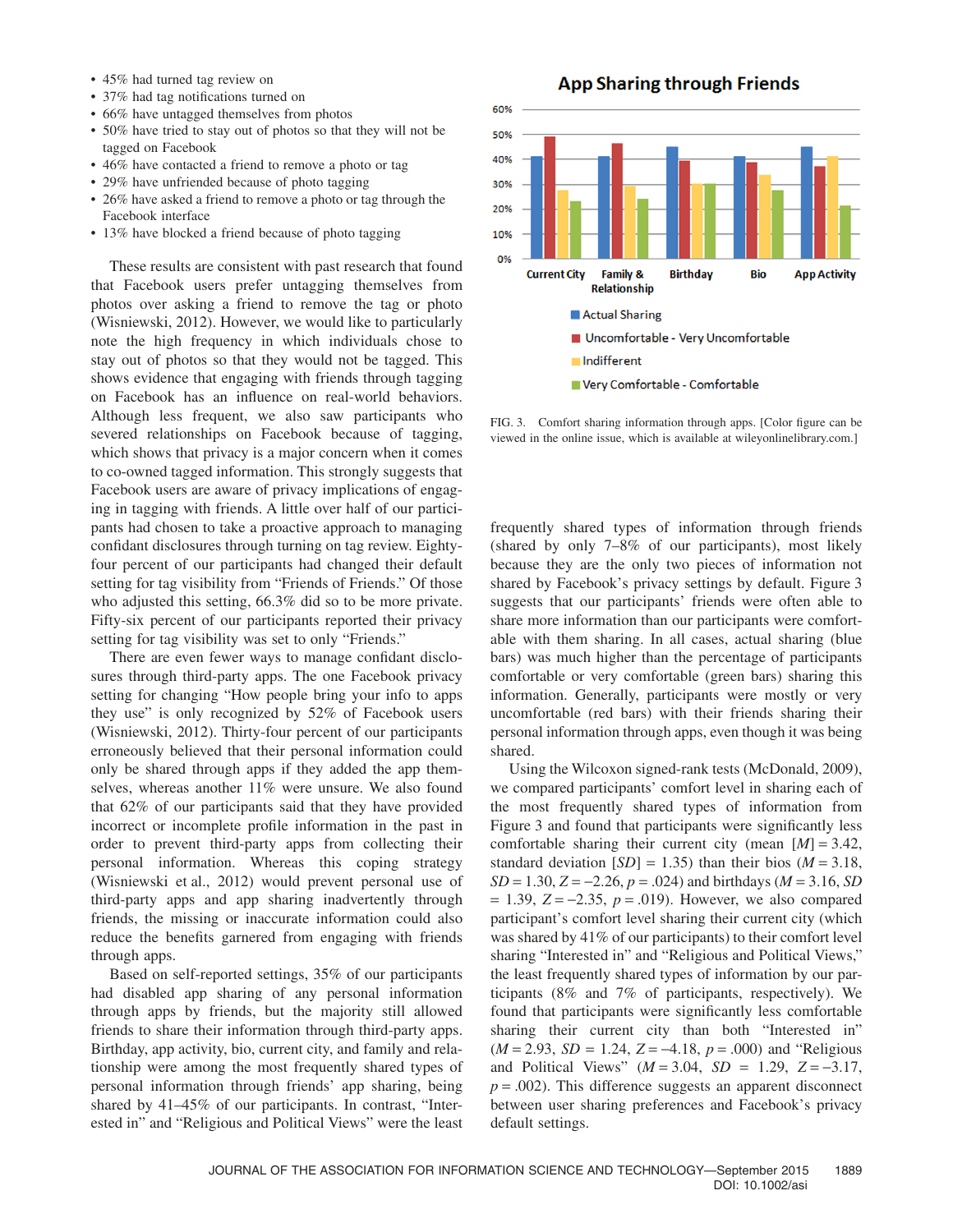- 45% had turned tag review on
- 37% had tag notifications turned on
- 66% have untagged themselves from photos
- 50% have tried to stay out of photos so that they will not be tagged on Facebook
- 46% have contacted a friend to remove a photo or tag
- 29% have unfriended because of photo tagging
- 26% have asked a friend to remove a photo or tag through the Facebook interface
- 13% have blocked a friend because of photo tagging

These results are consistent with past research that found that Facebook users prefer untagging themselves from photos over asking a friend to remove the tag or photo (Wisniewski, 2012). However, we would like to particularly note the high frequency in which individuals chose to stay out of photos so that they would not be tagged. This shows evidence that engaging with friends through tagging on Facebook has an influence on real-world behaviors. Although less frequent, we also saw participants who severed relationships on Facebook because of tagging, which shows that privacy is a major concern when it comes to co-owned tagged information. This strongly suggests that Facebook users are aware of privacy implications of engaging in tagging with friends. A little over half of our participants had chosen to take a proactive approach to managing confidant disclosures through turning on tag review. Eighty-four percent of our participants had changed their default setting for tag visibility from "Friends of Friends." Of those who adjusted this setting, 66.3% did so to be more private. Fifty-six percent of our participants reported their privacy setting for tag visibility was set to only "Friends."

There are even fewer ways to manage confidant disclosures through third-party apps. The one Facebook privacy setting for changing "How people bring your info to apps they use" is only recognized by 52% of Facebook users (Wisniewski, 2012). Thirty-four percent of our participants erroneously believed that their personal information could only be shared through apps if they added the app themselves, whereas another 11% were unsure. We also found that 62% of our participants said that they have provided incorrect or incomplete profile information in the past in order to prevent third-party apps from collecting their personal information. Whereas this coping strategy (Wisniewski et al., 2012) would prevent personal use of third-party apps and app sharing inadvertently through friends, the missing or inaccurate information could also reduce the benefits garnered from engaging with friends through apps.

Based on self-reported settings, 35% of our participants had disabled app sharing of any personal information through apps by friends, but the majority still allowed friends to share their information through third-party apps. Birthday, app activity, bio, current city, and family and relationship were among the most frequently shared types of personal information through friends' app sharing, being shared by 41–45% of our participants. In contrast, "Interested in" and "Religious and Political Views" were the least frequently shared types of information through friends (shared by only 7–8% of our participants), most likely because they are the only two pieces of information not shared by Facebook's privacy settings by default. Figure 3 suggests that our participants' friends were often able to share more information than our participants were comfortable with them sharing. In all cases, actual sharing (blue bars) was much higher than the percentage of participants comfortable or very comfortable (green bars) sharing this information. Generally, participants were mostly or very uncomfortable (red bars) with their friends sharing their personal information through apps, even though it was being shared.

**App Sharing through Friends**

| | Actual Sharing | Uncomfortable - Very Uncomfortable | Indifferent | Very Comfortable - Comfortable |
|---|---|---|---|---|
| Current City | ~41% | ~49% | ~27% | ~23% |
| Family & Relationship | ~41% | ~46% | ~29% | ~24% |
| Birthday | ~45% | ~39% | ~30% | ~30% |
| Bio | ~41% | ~38% | ~33% | ~27% |
| App Activity | ~45% | ~37% | ~41% | ~21% |

FIG. 3. Comfort sharing information through apps. [Color figure can be viewed in the online issue, which is available at wileyonlinelibrary.com.]

Using the Wilcoxon signed-rank tests (McDonald, 2009), we compared participants' comfort level in sharing each of the most frequently shared types of information from Figure 3 and found that participants were significantly less comfortable sharing their current city (mean [$M$] = 3.42, standard deviation [$SD$] = 1.35) than their bios ($M$ = 3.18, $SD$ = 1.30, $Z$ = –2.26, $p$ = .024) and birthdays ($M$ = 3.16, $SD$ = 1.39, $Z$ = –2.35, $p$ = .019). However, we also compared participant's comfort level sharing their current city (which was shared by 41% of our participants) to their comfort level sharing "Interested in" and "Religious and Political Views," the least frequently shared types of information by our participants (8% and 7% of participants, respectively). We found that participants were significantly less comfortable sharing their current city than both "Interested in" ($M$ = 2.93, $SD$ = 1.24, $Z$ = –4.18, $p$ = .000) and "Religious and Political Views" ($M$ = 3.04, $SD$ = 1.29, $Z$ = –3.17, $p$ = .002). This difference suggests an apparent disconnect between user sharing preferences and Facebook's privacy default settings.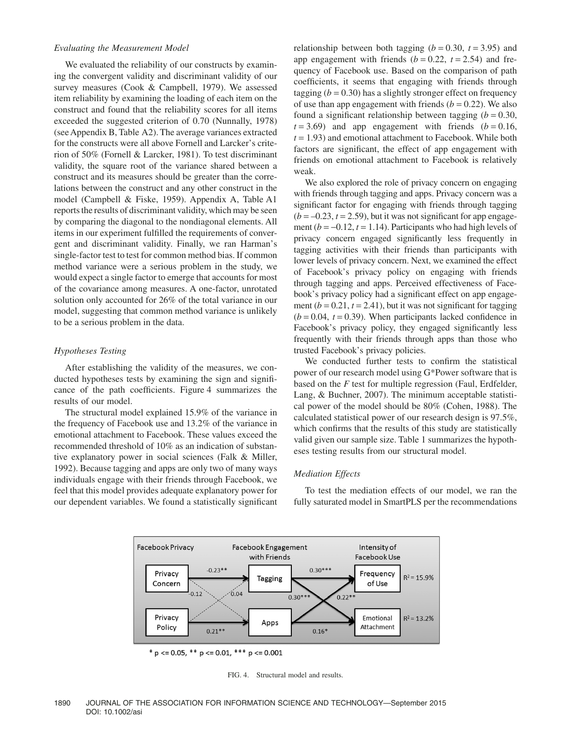### *Evaluating the Measurement Model*

We evaluated the reliability of our constructs by examining the convergent validity and discriminant validity of our survey measures (Cook & Campbell, 1979). We assessed item reliability by examining the loading of each item on the construct and found that the reliability scores for all items exceeded the suggested criterion of 0.70 (Nunnally, 1978) (see Appendix B, Table A2). The average variances extracted for the constructs were all above Fornell and Larcker's criterion of 50% (Fornell & Larcker, 1981). To test discriminant validity, the square root of the variance shared between a construct and its measures should be greater than the correlations between the construct and any other construct in the model (Campbell & Fiske, 1959). Appendix A, Table A1 reports the results of discriminant validity, which may be seen by comparing the diagonal to the nondiagonal elements. All items in our experiment fulfilled the requirements of convergent and discriminant validity. Finally, we ran Harman's single-factor test to test for common method bias. If common method variance were a serious problem in the study, we would expect a single factor to emerge that accounts for most of the covariance among measures. A one-factor, unrotated solution only accounted for 26% of the total variance in our model, suggesting that common method variance is unlikely to be a serious problem in the data.

### *Hypotheses Testing*

After establishing the validity of the measures, we conducted hypotheses tests by examining the sign and significance of the path coefficients. Figure 4 summarizes the results of our model.

The structural model explained 15.9% of the variance in the frequency of Facebook use and 13.2% of the variance in emotional attachment to Facebook. These values exceed the recommended threshold of 10% as an indication of substantive explanatory power in social sciences (Falk & Miller, 1992). Because tagging and apps are only two of many ways individuals engage with their friends through Facebook, we feel that this model provides adequate explanatory power for our dependent variables. We found a statistically significant relationship between both tagging ($b = 0.30$, $t = 3.95$) and app engagement with friends ($b = 0.22$, $t = 2.54$) and frequency of Facebook use. Based on the comparison of path coefficients, it seems that engaging with friends through tagging ($b = 0.30$) has a slightly stronger effect on frequency of use than app engagement with friends ($b = 0.22$). We also found a significant relationship between tagging ($b = 0.30$, $t = 3.69$) and app engagement with friends ($b = 0.16$, $t = 1.93$) and emotional attachment to Facebook. While both factors are significant, the effect of app engagement with friends on emotional attachment to Facebook is relatively weak.

We also explored the role of privacy concern on engaging with friends through tagging and apps. Privacy concern was a significant factor for engaging with friends through tagging ($b = -0.23$, $t = 2.59$), but it was not significant for app engagement ($b = -0.12$, $t = 1.14$). Participants who had high levels of privacy concern engaged significantly less frequently in tagging activities with their friends than participants with lower levels of privacy concern. Next, we examined the effect of Facebook's privacy policy on engaging with friends through tagging and apps. Perceived effectiveness of Facebook's privacy policy had a significant effect on app engagement ($b = 0.21$, $t = 2.41$), but it was not significant for tagging ($b = 0.04$, $t = 0.39$). When participants lacked confidence in Facebook's privacy policy, they engaged significantly less frequently with their friends through apps than those who trusted Facebook's privacy policies.

We conducted further tests to confirm the statistical power of our research model using G*Power software that is based on the *F* test for multiple regression (Faul, Erdfelder, Lang, & Buchner, 2007). The minimum acceptable statistical power of the model should be 80% (Cohen, 1988). The calculated statistical power of our research design is 97.5%, which confirms that the results of this study are statistically valid given our sample size. Table 1 summarizes the hypotheses testing results from our structural model.

### *Mediation Effects*

To test the mediation effects of our model, we ran the fully saturated model in SmartPLS per the recommendations

Facebook Privacy | Facebook Engagement with Friends | Intensity of Facebook Use

Privacy Concern → Tagging: -0.23**; Privacy Concern → Apps: -0.12; Privacy Policy → Tagging: 0.04; Privacy Policy → Apps: 0.21**; Tagging → Frequency of Use: 0.30***; Tagging → Emotional Attachment: 0.30***; Apps → Frequency of Use: 0.22**; Apps → Emotional Attachment: 0.16*; Frequency of Use $R^2 = 15.9\%$; Emotional Attachment $R^2 = 13.2\%$

* p <= 0.05, ** p <= 0.01, *** p <= 0.001

FIG. 4. Structural model and results.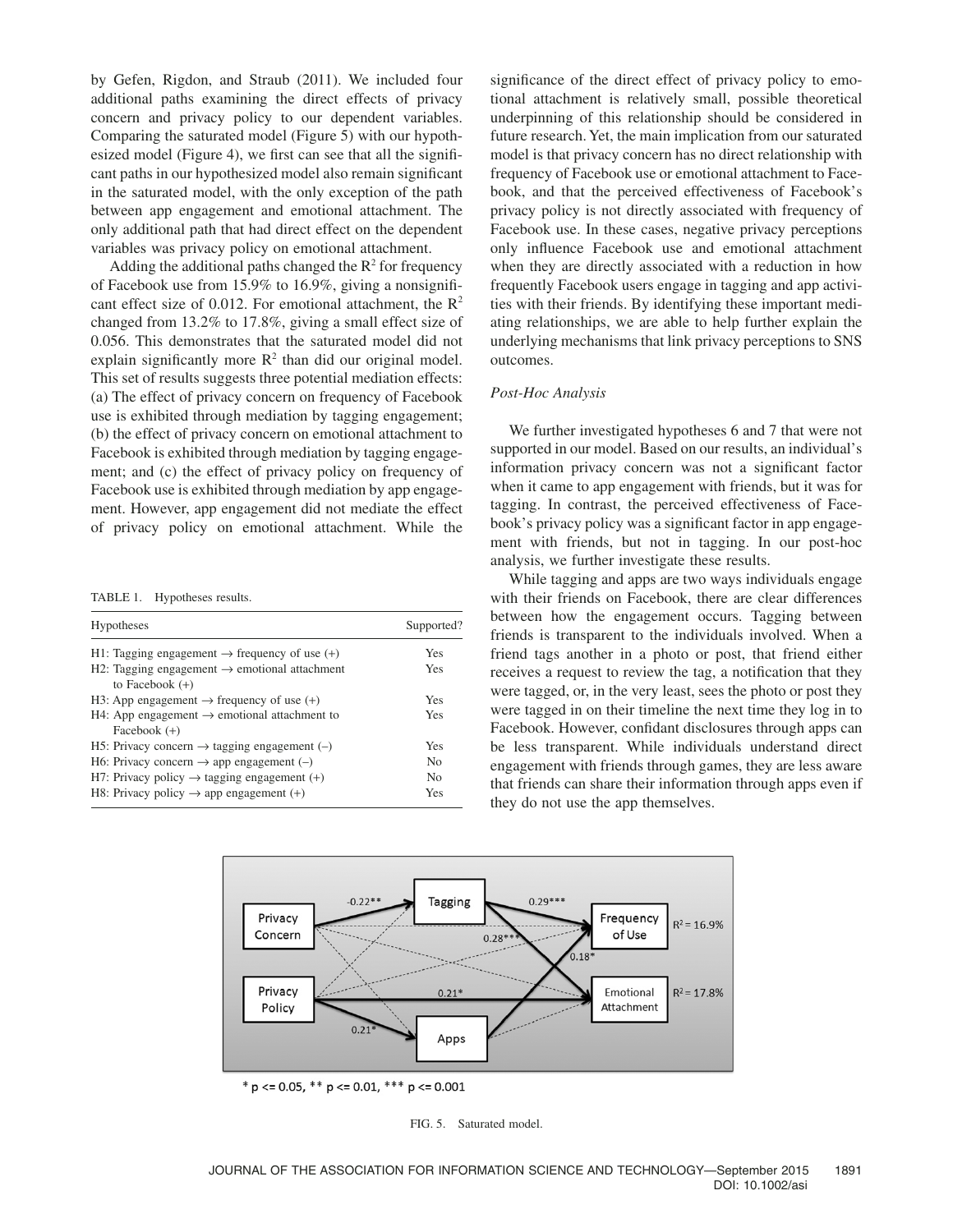by Gefen, Rigdon, and Straub (2011). We included four additional paths examining the direct effects of privacy concern and privacy policy to our dependent variables. Comparing the saturated model (Figure 5) with our hypothesized model (Figure 4), we first can see that all the significant paths in our hypothesized model also remain significant in the saturated model, with the only exception of the path between app engagement and emotional attachment. The only additional path that had direct effect on the dependent variables was privacy policy on emotional attachment.

Adding the additional paths changed the $R^2$ for frequency of Facebook use from 15.9% to 16.9%, giving a nonsignificant effect size of 0.012. For emotional attachment, the $R^2$ changed from 13.2% to 17.8%, giving a small effect size of 0.056. This demonstrates that the saturated model did not explain significantly more $R^2$ than did our original model. This set of results suggests three potential mediation effects: (a) The effect of privacy concern on frequency of Facebook use is exhibited through mediation by tagging engagement; (b) the effect of privacy concern on emotional attachment to Facebook is exhibited through mediation by tagging engagement; and (c) the effect of privacy policy on frequency of Facebook use is exhibited through mediation by app engagement. However, app engagement did not mediate the effect of privacy policy on emotional attachment. While the significance of the direct effect of privacy policy to emotional attachment is relatively small, possible theoretical underpinning of this relationship should be considered in future research. Yet, the main implication from our saturated model is that privacy concern has no direct relationship with frequency of Facebook use or emotional attachment to Facebook, and that the perceived effectiveness of Facebook's privacy policy is not directly associated with frequency of Facebook use. In these cases, negative privacy perceptions only influence Facebook use and emotional attachment when they are directly associated with a reduction in how frequently Facebook users engage in tagging and app activities with their friends. By identifying these important mediating relationships, we are able to help further explain the underlying mechanisms that link privacy perceptions to SNS outcomes.

TABLE 1. Hypotheses results.

| Hypotheses | Supported? |
|---|---|
| H1: Tagging engagement → frequency of use (+) | Yes |
| H2: Tagging engagement → emotional attachment to Facebook (+) | Yes |
| H3: App engagement → frequency of use (+) | Yes |
| H4: App engagement → emotional attachment to Facebook (+) | Yes |
| H5: Privacy concern → tagging engagement (–) | Yes |
| H6: Privacy concern → app engagement (–) | No |
| H7: Privacy policy → tagging engagement (+) | No |
| H8: Privacy policy → app engagement (+) | Yes |

### *Post-Hoc Analysis*

We further investigated hypotheses 6 and 7 that were not supported in our model. Based on our results, an individual's information privacy concern was not a significant factor when it came to app engagement with friends, but it was for tagging. In contrast, the perceived effectiveness of Facebook's privacy policy was a significant factor in app engagement with friends, but not in tagging. In our post-hoc analysis, we further investigate these results.

While tagging and apps are two ways individuals engage with their friends on Facebook, there are clear differences between how the engagement occurs. Tagging between friends is transparent to the individuals involved. When a friend tags another in a photo or post, that friend either receives a request to review the tag, a notification that they were tagged, or, in the very least, sees the photo or post they were tagged in on their timeline the next time they log in to Facebook. However, confidant disclosures through apps can be less transparent. While individuals understand direct engagement with friends through games, they are less aware that friends can share their information through apps even if they do not use the app themselves.

FIG. 5. Saturated model.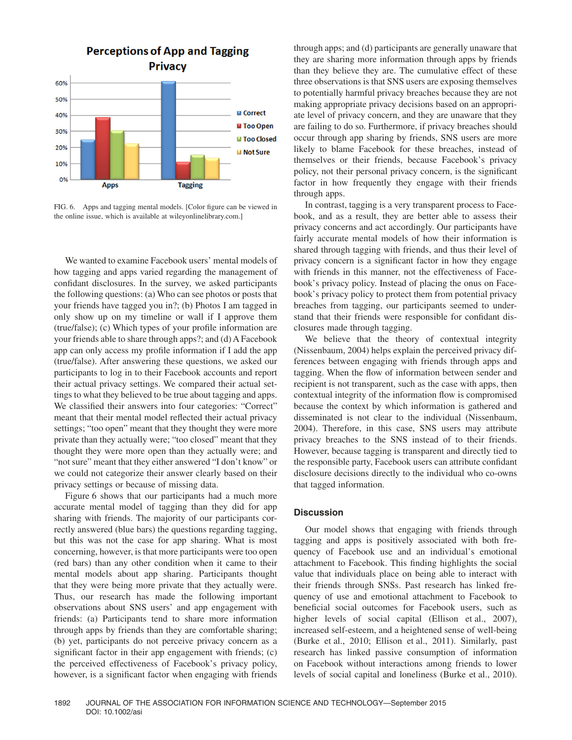FIG. 6. Apps and tagging mental models. [Color figure can be viewed in the online issue, which is available at wileyonlinelibrary.com.]

We wanted to examine Facebook users' mental models of how tagging and apps varied regarding the management of confidant disclosures. In the survey, we asked participants the following questions: (a) Who can see photos or posts that your friends have tagged you in?; (b) Photos I am tagged in only show up on my timeline or wall if I approve them (true/false); (c) Which types of your profile information are your friends able to share through apps?; and (d) A Facebook app can only access my profile information if I add the app (true/false). After answering these questions, we asked our participants to log in to their Facebook accounts and report their actual privacy settings. We compared their actual settings to what they believed to be true about tagging and apps. We classified their answers into four categories: "Correct" meant that their mental model reflected their actual privacy settings; "too open" meant that they thought they were more private than they actually were; "too closed" meant that they thought they were more open than they actually were; and "not sure" meant that they either answered "I don't know" or we could not categorize their answer clearly based on their privacy settings or because of missing data.

Figure 6 shows that our participants had a much more accurate mental model of tagging than they did for app sharing with friends. The majority of our participants correctly answered (blue bars) the questions regarding tagging, but this was not the case for app sharing. What is most concerning, however, is that more participants were too open (red bars) than any other condition when it came to their mental models about app sharing. Participants thought that they were being more private that they actually were. Thus, our research has made the following important observations about SNS users' and app engagement with friends: (a) Participants tend to share more information through apps by friends than they are comfortable sharing; (b) yet, participants do not perceive privacy concern as a significant factor in their app engagement with friends; (c) the perceived effectiveness of Facebook's privacy policy, however, is a significant factor when engaging with friends through apps; and (d) participants are generally unaware that they are sharing more information through apps by friends than they believe they are. The cumulative effect of these three observations is that SNS users are exposing themselves to potentially harmful privacy breaches because they are not making appropriate privacy decisions based on an appropriate level of privacy concern, and they are unaware that they are failing to do so. Furthermore, if privacy breaches should occur through app sharing by friends, SNS users are more likely to blame Facebook for these breaches, instead of themselves or their friends, because Facebook's privacy policy, not their personal privacy concern, is the significant factor in how frequently they engage with their friends through apps.

In contrast, tagging is a very transparent process to Facebook, and as a result, they are better able to assess their privacy concerns and act accordingly. Our participants have fairly accurate mental models of how their information is shared through tagging with friends, and thus their level of privacy concern is a significant factor in how they engage with friends in this manner, not the effectiveness of Facebook's privacy policy. Instead of placing the onus on Facebook's privacy policy to protect them from potential privacy breaches from tagging, our participants seemed to understand that their friends were responsible for confidant disclosures made through tagging.

We believe that the theory of contextual integrity (Nissenbaum, 2004) helps explain the perceived privacy differences between engaging with friends through apps and tagging. When the flow of information between sender and recipient is not transparent, such as the case with apps, then contextual integrity of the information flow is compromised because the context by which information is gathered and disseminated is not clear to the individual (Nissenbaum, 2004). Therefore, in this case, SNS users may attribute privacy breaches to the SNS instead of to their friends. However, because tagging is transparent and directly tied to the responsible party, Facebook users can attribute confidant disclosure decisions directly to the individual who co-owns that tagged information.

## Discussion

Our model shows that engaging with friends through tagging and apps is positively associated with both frequency of Facebook use and an individual's emotional attachment to Facebook. This finding highlights the social value that individuals place on being able to interact with their friends through SNSs. Past research has linked frequency of use and emotional attachment to Facebook to beneficial social outcomes for Facebook users, such as higher levels of social capital (Ellison et al., 2007), increased self-esteem, and a heightened sense of well-being (Burke et al., 2010; Ellison et al., 2011). Similarly, past research has linked passive consumption of information on Facebook without interactions among friends to lower levels of social capital and loneliness (Burke et al., 2010).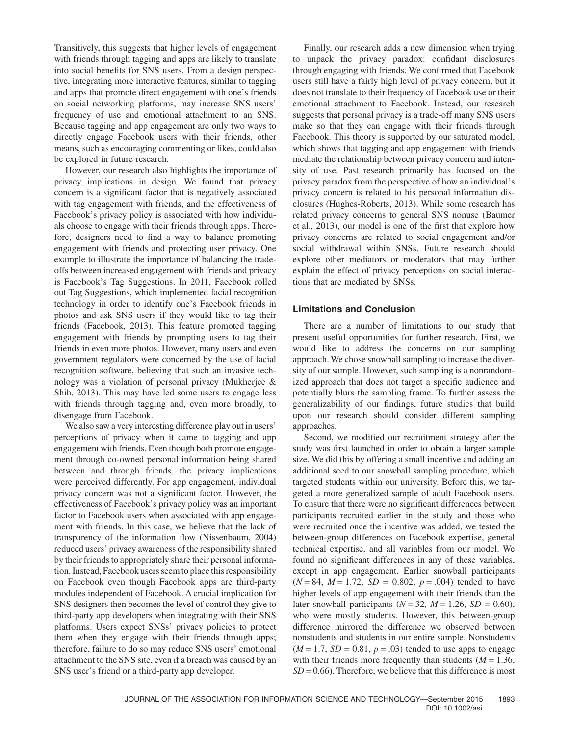Transitively, this suggests that higher levels of engagement with friends through tagging and apps are likely to translate into social benefits for SNS users. From a design perspective, integrating more interactive features, similar to tagging and apps that promote direct engagement with one's friends on social networking platforms, may increase SNS users' frequency of use and emotional attachment to an SNS. Because tagging and app engagement are only two ways to directly engage Facebook users with their friends, other means, such as encouraging commenting or likes, could also be explored in future research.

However, our research also highlights the importance of privacy implications in design. We found that privacy concern is a significant factor that is negatively associated with tag engagement with friends, and the effectiveness of Facebook's privacy policy is associated with how individuals choose to engage with their friends through apps. Therefore, designers need to find a way to balance promoting engagement with friends and protecting user privacy. One example to illustrate the importance of balancing the trade-offs between increased engagement with friends and privacy is Facebook's Tag Suggestions. In 2011, Facebook rolled out Tag Suggestions, which implemented facial recognition technology in order to identify one's Facebook friends in photos and ask SNS users if they would like to tag their friends (Facebook, 2013). This feature promoted tagging engagement with friends by prompting users to tag their friends in even more photos. However, many users and even government regulators were concerned by the use of facial recognition software, believing that such an invasive technology was a violation of personal privacy (Mukherjee & Shih, 2013). This may have led some users to engage less with friends through tagging and, even more broadly, to disengage from Facebook.

We also saw a very interesting difference play out in users' perceptions of privacy when it came to tagging and app engagement with friends. Even though both promote engagement through co-owned personal information being shared between and through friends, the privacy implications were perceived differently. For app engagement, individual privacy concern was not a significant factor. However, the effectiveness of Facebook's privacy policy was an important factor to Facebook users when associated with app engagement with friends. In this case, we believe that the lack of transparency of the information flow (Nissenbaum, 2004) reduced users' privacy awareness of the responsibility shared by their friends to appropriately share their personal information. Instead, Facebook users seem to place this responsibility on Facebook even though Facebook apps are third-party modules independent of Facebook. A crucial implication for SNS designers then becomes the level of control they give to third-party app developers when integrating with their SNS platforms. Users expect SNSs' privacy policies to protect them when they engage with their friends through apps; therefore, failure to do so may reduce SNS users' emotional attachment to the SNS site, even if a breach was caused by an SNS user's friend or a third-party app developer.

Finally, our research adds a new dimension when trying to unpack the privacy paradox: confidant disclosures through engaging with friends. We confirmed that Facebook users still have a fairly high level of privacy concern, but it does not translate to their frequency of Facebook use or their emotional attachment to Facebook. Instead, our research suggests that personal privacy is a trade-off many SNS users make so that they can engage with their friends through Facebook. This theory is supported by our saturated model, which shows that tagging and app engagement with friends mediate the relationship between privacy concern and intensity of use. Past research primarily has focused on the privacy paradox from the perspective of how an individual's privacy concern is related to his personal information disclosures (Hughes-Roberts, 2013). While some research has related privacy concerns to general SNS nonuse (Baumer et al., 2013), our model is one of the first that explore how privacy concerns are related to social engagement and/or social withdrawal within SNSs. Future research should explore other mediators or moderators that may further explain the effect of privacy perceptions on social interactions that are mediated by SNSs.

## Limitations and Conclusion

There are a number of limitations to our study that present useful opportunities for further research. First, we would like to address the concerns on our sampling approach. We chose snowball sampling to increase the diversity of our sample. However, such sampling is a nonrandomized approach that does not target a specific audience and potentially blurs the sampling frame. To further assess the generalizability of our findings, future studies that build upon our research should consider different sampling approaches.

Second, we modified our recruitment strategy after the study was first launched in order to obtain a larger sample size. We did this by offering a small incentive and adding an additional seed to our snowball sampling procedure, which targeted students within our university. Before this, we targeted a more generalized sample of adult Facebook users. To ensure that there were no significant differences between participants recruited earlier in the study and those who were recruited once the incentive was added, we tested the between-group differences on Facebook expertise, general technical expertise, and all variables from our model. We found no significant differences in any of these variables, except in app engagement. Earlier snowball participants ($N = 84$, $M = 1.72$, $SD = 0.802$, $p = .004$) tended to have higher levels of app engagement with their friends than the later snowball participants ($N = 32$, $M = 1.26$, $SD = 0.60$), who were mostly students. However, this between-group difference mirrored the difference we observed between nonstudents and students in our entire sample. Nonstudents ($M = 1.7$, $SD = 0.81$, $p = .03$) tended to use apps to engage with their friends more frequently than students ($M = 1.36$, $SD = 0.66$). Therefore, we believe that this difference is most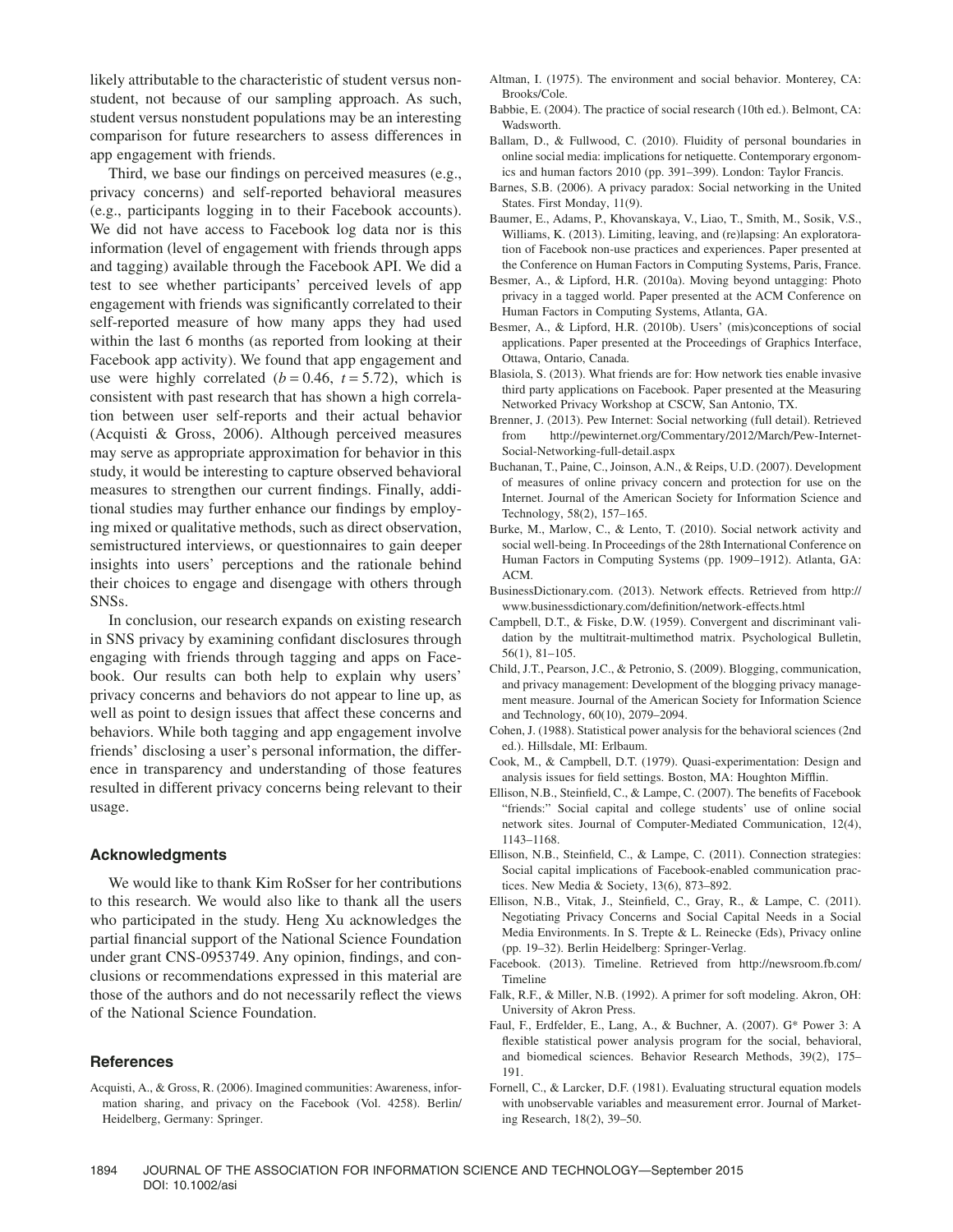likely attributable to the characteristic of student versus nonstudent, not because of our sampling approach. As such, student versus nonstudent populations may be an interesting comparison for future researchers to assess differences in app engagement with friends.

Third, we base our findings on perceived measures (e.g., privacy concerns) and self-reported behavioral measures (e.g., participants logging in to their Facebook accounts). We did not have access to Facebook log data nor is this information (level of engagement with friends through apps and tagging) available through the Facebook API. We did a test to see whether participants' perceived levels of app engagement with friends was significantly correlated to their self-reported measure of how many apps they had used within the last 6 months (as reported from looking at their Facebook app activity). We found that app engagement and use were highly correlated ($b = 0.46$, $t = 5.72$), which is consistent with past research that has shown a high correlation between user self-reports and their actual behavior (Acquisti & Gross, 2006). Although perceived measures may serve as appropriate approximation for behavior in this study, it would be interesting to capture observed behavioral measures to strengthen our current findings. Finally, additional studies may further enhance our findings by employing mixed or qualitative methods, such as direct observation, semistructured interviews, or questionnaires to gain deeper insights into users' perceptions and the rationale behind their choices to engage and disengage with others through SNSs.

In conclusion, our research expands on existing research in SNS privacy by examining confidant disclosures through engaging with friends through tagging and apps on Facebook. Our results can both help to explain why users' privacy concerns and behaviors do not appear to line up, as well as point to design issues that affect these concerns and behaviors. While both tagging and app engagement involve friends' disclosing a user's personal information, the difference in transparency and understanding of those features resulted in different privacy concerns being relevant to their usage.

## Acknowledgments

We would like to thank Kim RoSser for her contributions to this research. We would also like to thank all the users who participated in the study. Heng Xu acknowledges the partial financial support of the National Science Foundation under grant CNS-0953749. Any opinion, findings, and conclusions or recommendations expressed in this material are those of the authors and do not necessarily reflect the views of the National Science Foundation.

## References

Acquisti, A., & Gross, R. (2006). Imagined communities: Awareness, information sharing, and privacy on the Facebook (Vol. 4258). Berlin/Heidelberg, Germany: Springer.

Altman, I. (1975). The environment and social behavior. Monterey, CA: Brooks/Cole.

Babbie, E. (2004). The practice of social research (10th ed.). Belmont, CA: Wadsworth.

Ballam, D., & Fullwood, C. (2010). Fluidity of personal boundaries in online social media: implications for netiquette. Contemporary ergonomics and human factors 2010 (pp. 391–399). London: Taylor Francis.

Barnes, S.B. (2006). A privacy paradox: Social networking in the United States. First Monday, 11(9).

Baumer, E., Adams, P., Khovanskaya, V., Liao, T., Smith, M., Sosik, V.S., Williams, K. (2013). Limiting, leaving, and (re)lapsing: An exploratoration of Facebook non-use practices and experiences. Paper presented at the Conference on Human Factors in Computing Systems, Paris, France.

Besmer, A., & Lipford, H.R. (2010a). Moving beyond untagging: Photo privacy in a tagged world. Paper presented at the ACM Conference on Human Factors in Computing Systems, Atlanta, GA.

Besmer, A., & Lipford, H.R. (2010b). Users' (mis)conceptions of social applications. Paper presented at the Proceedings of Graphics Interface, Ottawa, Ontario, Canada.

Blasiola, S. (2013). What friends are for: How network ties enable invasive third party applications on Facebook. Paper presented at the Measuring Networked Privacy Workshop at CSCW, San Antonio, TX.

Brenner, J. (2013). Pew Internet: Social networking (full detail). Retrieved from http://pewinternet.org/Commentary/2012/March/Pew-Internet-Social-Networking-full-detail.aspx

Buchanan, T., Paine, C., Joinson, A.N., & Reips, U.D. (2007). Development of measures of online privacy concern and protection for use on the Internet. Journal of the American Society for Information Science and Technology, 58(2), 157–165.

Burke, M., Marlow, C., & Lento, T. (2010). Social network activity and social well-being. In Proceedings of the 28th International Conference on Human Factors in Computing Systems (pp. 1909–1912). Atlanta, GA: ACM.

BusinessDictionary.com. (2013). Network effects. Retrieved from http://www.businessdictionary.com/definition/network-effects.html

Campbell, D.T., & Fiske, D.W. (1959). Convergent and discriminant validation by the multitrait-multimethod matrix. Psychological Bulletin, 56(1), 81–105.

Child, J.T., Pearson, J.C., & Petronio, S. (2009). Blogging, communication, and privacy management: Development of the blogging privacy management measure. Journal of the American Society for Information Science and Technology, 60(10), 2079–2094.

Cohen, J. (1988). Statistical power analysis for the behavioral sciences (2nd ed.). Hillsdale, MI: Erlbaum.

Cook, M., & Campbell, D.T. (1979). Quasi-experimentation: Design and analysis issues for field settings. Boston, MA: Houghton Mifflin.

Ellison, N.B., Steinfield, C., & Lampe, C. (2007). The benefits of Facebook "friends:" Social capital and college students' use of online social network sites. Journal of Computer-Mediated Communication, 12(4), 1143–1168.

Ellison, N.B., Steinfield, C., & Lampe, C. (2011). Connection strategies: Social capital implications of Facebook-enabled communication practices. New Media & Society, 13(6), 873–892.

Ellison, N.B., Vitak, J., Steinfield, C., Gray, R., & Lampe, C. (2011). Negotiating Privacy Concerns and Social Capital Needs in a Social Media Environments. In S. Trepte & L. Reinecke (Eds), Privacy online (pp. 19–32). Berlin Heidelberg: Springer-Verlag.

Facebook. (2013). Timeline. Retrieved from http://newsroom.fb.com/Timeline

Falk, R.F., & Miller, N.B. (1992). A primer for soft modeling. Akron, OH: University of Akron Press.

Faul, F., Erdfelder, E., Lang, A., & Buchner, A. (2007). G* Power 3: A flexible statistical power analysis program for the social, behavioral, and biomedical sciences. Behavior Research Methods, 39(2), 175–191.

Fornell, C., & Larcker, D.F. (1981). Evaluating structural equation models with unobservable variables and measurement error. Journal of Marketing Research, 18(2), 39–50.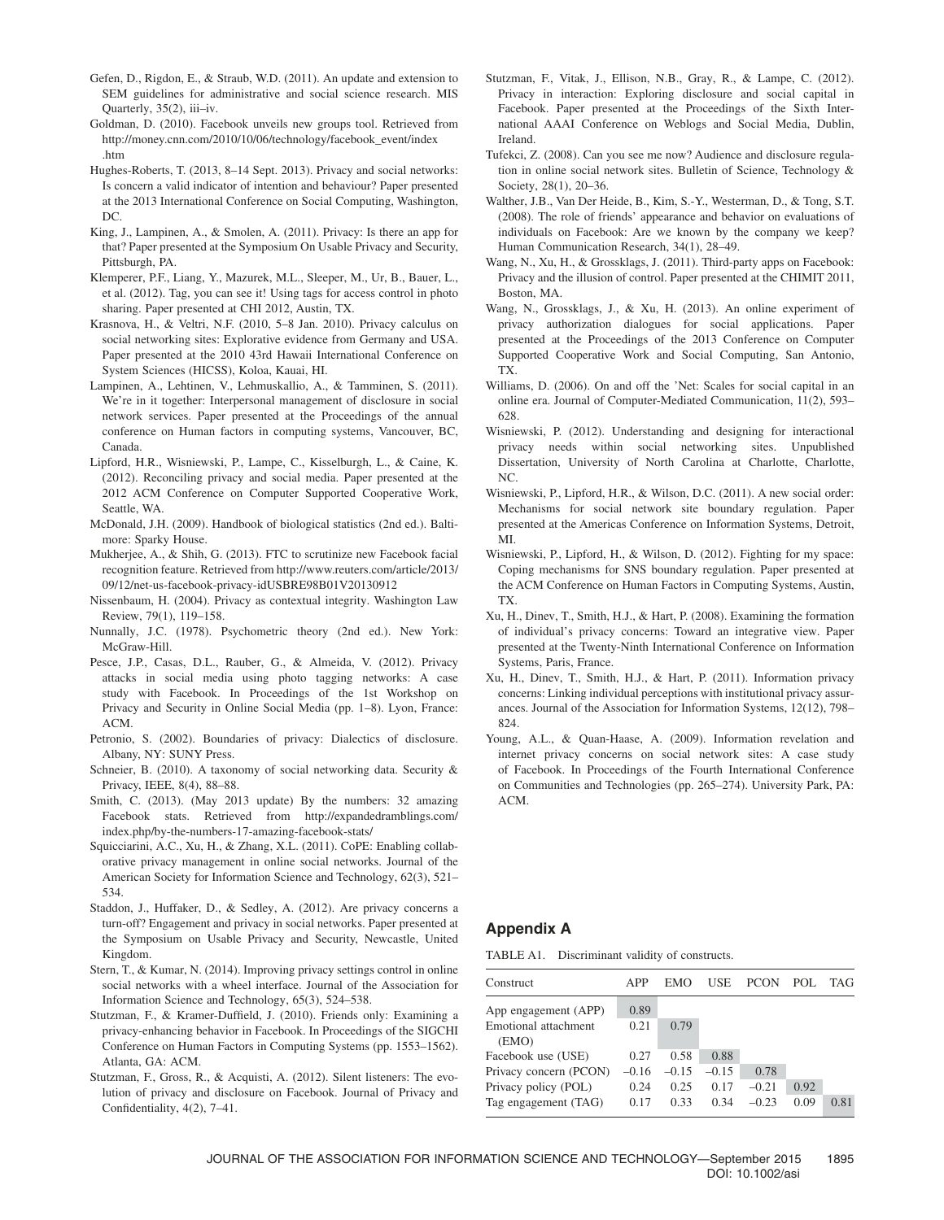Gefen, D., Rigdon, E., & Straub, W.D. (2011). An update and extension to SEM guidelines for administrative and social science research. MIS Quarterly, 35(2), iii–iv.

Goldman, D. (2010). Facebook unveils new groups tool. Retrieved from http://money.cnn.com/2010/10/06/technology/facebook_event/index.htm

Hughes-Roberts, T. (2013, 8–14 Sept. 2013). Privacy and social networks: Is concern a valid indicator of intention and behaviour? Paper presented at the 2013 International Conference on Social Computing, Washington, DC.

King, J., Lampinen, A., & Smolen, A. (2011). Privacy: Is there an app for that? Paper presented at the Symposium On Usable Privacy and Security, Pittsburgh, PA.

Klemperer, P.F., Liang, Y., Mazurek, M.L., Sleeper, M., Ur, B., Bauer, L., et al. (2012). Tag, you can see it! Using tags for access control in photo sharing. Paper presented at CHI 2012, Austin, TX.

Krasnova, H., & Veltri, N.F. (2010, 5–8 Jan. 2010). Privacy calculus on social networking sites: Explorative evidence from Germany and USA. Paper presented at the 2010 43rd Hawaii International Conference on System Sciences (HICSS), Koloa, Kauai, HI.

Lampinen, A., Lehtinen, V., Lehmuskallio, A., & Tamminen, S. (2011). We're in it together: Interpersonal management of disclosure in social network services. Paper presented at the Proceedings of the annual conference on Human factors in computing systems, Vancouver, BC, Canada.

Lipford, H.R., Wisniewski, P., Lampe, C., Kisselburgh, L., & Caine, K. (2012). Reconciling privacy and social media. Paper presented at the 2012 ACM Conference on Computer Supported Cooperative Work, Seattle, WA.

McDonald, J.H. (2009). Handbook of biological statistics (2nd ed.). Baltimore: Sparky House.

Mukherjee, A., & Shih, G. (2013). FTC to scrutinize new Facebook facial recognition feature. Retrieved from http://www.reuters.com/article/2013/09/12/net-us-facebook-privacy-idUSBRE98B01V20130912

Nissenbaum, H. (2004). Privacy as contextual integrity. Washington Law Review, 79(1), 119–158.

Nunnally, J.C. (1978). Psychometric theory (2nd ed.). New York: McGraw-Hill.

Pesce, J.P., Casas, D.L., Rauber, G., & Almeida, V. (2012). Privacy attacks in social media using photo tagging networks: A case study with Facebook. In Proceedings of the 1st Workshop on Privacy and Security in Online Social Media (pp. 1–8). Lyon, France: ACM.

Petronio, S. (2002). Boundaries of privacy: Dialectics of disclosure. Albany, NY: SUNY Press.

Schneier, B. (2010). A taxonomy of social networking data. Security & Privacy, IEEE, 8(4), 88–88.

Smith, C. (2013). (May 2013 update) By the numbers: 32 amazing Facebook stats. Retrieved from http://expandedramblings.com/index.php/by-the-numbers-17-amazing-facebook-stats/

Squicciarini, A.C., Xu, H., & Zhang, X.L. (2011). CoPE: Enabling collaborative privacy management in online social networks. Journal of the American Society for Information Science and Technology, 62(3), 521–534.

Staddon, J., Huffaker, D., & Sedley, A. (2012). Are privacy concerns a turn-off? Engagement and privacy in social networks. Paper presented at the Symposium on Usable Privacy and Security, Newcastle, United Kingdom.

Stern, T., & Kumar, N. (2014). Improving privacy settings control in online social networks with a wheel interface. Journal of the Association for Information Science and Technology, 65(3), 524–538.

Stutzman, F., & Kramer-Duffield, J. (2010). Friends only: Examining a privacy-enhancing behavior in Facebook. In Proceedings of the SIGCHI Conference on Human Factors in Computing Systems (pp. 1553–1562). Atlanta, GA: ACM.

Stutzman, F., Gross, R., & Acquisti, A. (2012). Silent listeners: The evolution of privacy and disclosure on Facebook. Journal of Privacy and Confidentiality, 4(2), 7–41.

Stutzman, F., Vitak, J., Ellison, N.B., Gray, R., & Lampe, C. (2012). Privacy in interaction: Exploring disclosure and social capital in Facebook. Paper presented at the Proceedings of the Sixth International AAAI Conference on Weblogs and Social Media, Dublin, Ireland.

Tufekci, Z. (2008). Can you see me now? Audience and disclosure regulation in online social network sites. Bulletin of Science, Technology & Society, 28(1), 20–36.

Walther, J.B., Van Der Heide, B., Kim, S.-Y., Westerman, D., & Tong, S.T. (2008). The role of friends' appearance and behavior on evaluations of individuals on Facebook: Are we known by the company we keep? Human Communication Research, 34(1), 28–49.

Wang, N., Xu, H., & Grossklags, J. (2011). Third-party apps on Facebook: Privacy and the illusion of control. Paper presented at the CHIMIT 2011, Boston, MA.

Wang, N., Grossklags, J., & Xu, H. (2013). An online experiment of privacy authorization dialogues for social applications. Paper presented at the Proceedings of the 2013 Conference on Computer Supported Cooperative Work and Social Computing, San Antonio, TX.

Williams, D. (2006). On and off the 'Net: Scales for social capital in an online era. Journal of Computer-Mediated Communication, 11(2), 593–628.

Wisniewski, P. (2012). Understanding and designing for interactional privacy needs within social networking sites. Unpublished Dissertation, University of North Carolina at Charlotte, Charlotte, NC.

Wisniewski, P., Lipford, H.R., & Wilson, D.C. (2011). A new social order: Mechanisms for social network site boundary regulation. Paper presented at the Americas Conference on Information Systems, Detroit, MI.

Wisniewski, P., Lipford, H., & Wilson, D. (2012). Fighting for my space: Coping mechanisms for SNS boundary regulation. Paper presented at the ACM Conference on Human Factors in Computing Systems, Austin, TX.

Xu, H., Dinev, T., Smith, H.J., & Hart, P. (2008). Examining the formation of individual's privacy concerns: Toward an integrative view. Paper presented at the Twenty-Ninth International Conference on Information Systems, Paris, France.

Xu, H., Dinev, T., Smith, H.J., & Hart, P. (2011). Information privacy concerns: Linking individual perceptions with institutional privacy assurances. Journal of the Association for Information Systems, 12(12), 798–824.

Young, A.L., & Quan-Haase, A. (2009). Information revelation and internet privacy concerns on social network sites: A case study of Facebook. In Proceedings of the Fourth International Conference on Communities and Technologies (pp. 265–274). University Park, PA: ACM.

## Appendix A

TABLE A1. Discriminant validity of constructs.

| Construct | APP | EMO | USE | PCON | POL | TAG |
|---|---|---|---|---|---|---|
| App engagement (APP) | 0.89 | | | | | |
| Emotional attachment (EMO) | 0.21 | 0.79 | | | | |
| Facebook use (USE) | 0.27 | 0.58 | 0.88 | | | |
| Privacy concern (PCON) | −0.16 | −0.15 | −0.15 | 0.78 | | |
| Privacy policy (POL) | 0.24 | 0.25 | 0.17 | −0.21 | 0.92 | |
| Tag engagement (TAG) | 0.17 | 0.33 | 0.34 | −0.23 | 0.09 | 0.81 |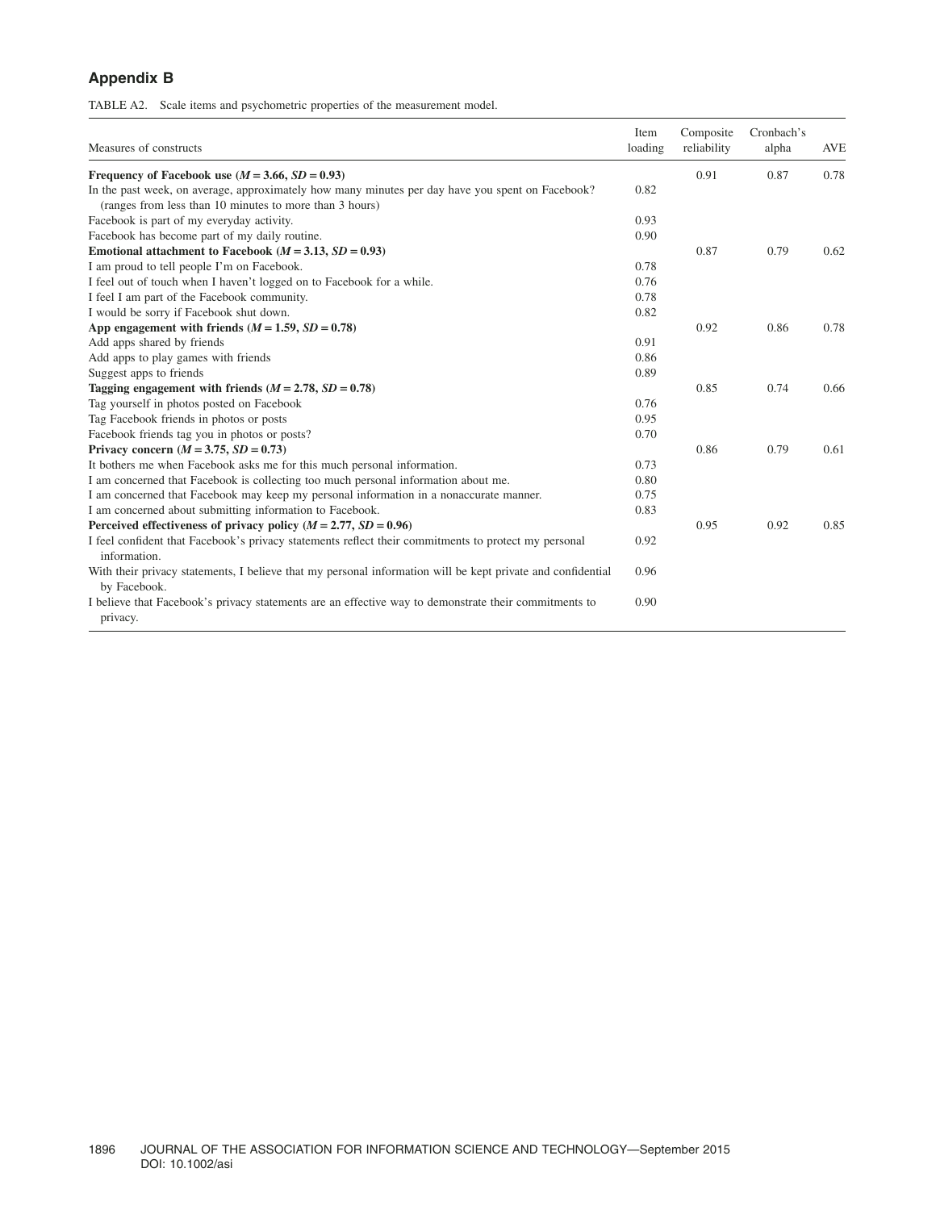## Appendix B

TABLE A2. Scale items and psychometric properties of the measurement model.

| Measures of constructs | Item loading | Composite reliability | Cronbach's alpha | AVE |
|---|---|---|---|---|
| **Frequency of Facebook use ($M$ = 3.66, $SD$ = 0.93)** | | 0.91 | 0.87 | 0.78 |
| In the past week, on average, approximately how many minutes per day have you spent on Facebook? (ranges from less than 10 minutes to more than 3 hours) | 0.82 | | | |
| Facebook is part of my everyday activity. | 0.93 | | | |
| Facebook has become part of my daily routine. | 0.90 | | | |
| **Emotional attachment to Facebook ($M$ = 3.13, $SD$ = 0.93)** | | 0.87 | 0.79 | 0.62 |
| I am proud to tell people I'm on Facebook. | 0.78 | | | |
| I feel out of touch when I haven't logged on to Facebook for a while. | 0.76 | | | |
| I feel I am part of the Facebook community. | 0.78 | | | |
| I would be sorry if Facebook shut down. | 0.82 | | | |
| **App engagement with friends ($M$ = 1.59, $SD$ = 0.78)** | | 0.92 | 0.86 | 0.78 |
| Add apps shared by friends | 0.91 | | | |
| Add apps to play games with friends | 0.86 | | | |
| Suggest apps to friends | 0.89 | | | |
| **Tagging engagement with friends ($M$ = 2.78, $SD$ = 0.78)** | | 0.85 | 0.74 | 0.66 |
| Tag yourself in photos posted on Facebook | 0.76 | | | |
| Tag Facebook friends in photos or posts | 0.95 | | | |
| Facebook friends tag you in photos or posts? | 0.70 | | | |
| **Privacy concern ($M$ = 3.75, $SD$ = 0.73)** | | 0.86 | 0.79 | 0.61 |
| It bothers me when Facebook asks me for this much personal information. | 0.73 | | | |
| I am concerned that Facebook is collecting too much personal information about me. | 0.80 | | | |
| I am concerned that Facebook may keep my personal information in a nonaccurate manner. | 0.75 | | | |
| I am concerned about submitting information to Facebook. | 0.83 | | | |
| **Perceived effectiveness of privacy policy ($M$ = 2.77, $SD$ = 0.96)** | | 0.95 | 0.92 | 0.85 |
| I feel confident that Facebook's privacy statements reflect their commitments to protect my personal information. | 0.92 | | | |
| With their privacy statements, I believe that my personal information will be kept private and confidential by Facebook. | 0.96 | | | |
| I believe that Facebook's privacy statements are an effective way to demonstrate their commitments to privacy. | 0.90 | | | |